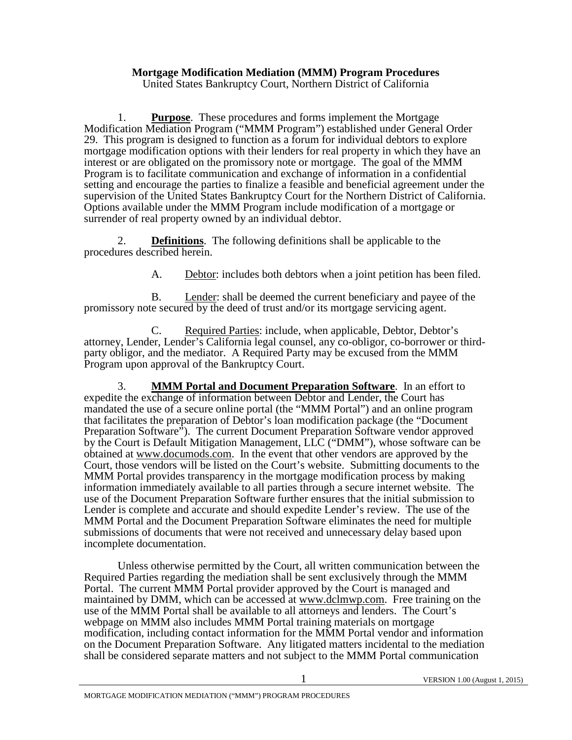**Mortgage Modification Mediation (MMM) Program Procedures**
United States Bankruptcy Court, Northern District of California

1. **Purpose**. These procedures and forms implement the Mortgage Modification Mediation Program ("MMM Program") established under General Order 29. This program is designed to function as a forum for individual debtors to explore mortgage modification options with their lenders for real property in which they have an interest or are obligated on the promissory note or mortgage. The goal of the MMM Program is to facilitate communication and exchange of information in a confidential setting and encourage the parties to finalize a feasible and beneficial agreement under the supervision of the United States Bankruptcy Court for the Northern District of California. Options available under the MMM Program include modification of a mortgage or surrender of real property owned by an individual debtor.

2. **Definitions**. The following definitions shall be applicable to the procedures described herein.

A. Debtor: includes both debtors when a joint petition has been filed.

B. Lender: shall be deemed the current beneficiary and payee of the promissory note secured by the deed of trust and/or its mortgage servicing agent.

C. Required Parties: include, when applicable, Debtor, Debtor's attorney, Lender, Lender's California legal counsel, any co-obligor, co-borrower or third-party obligor, and the mediator. A Required Party may be excused from the MMM Program upon approval of the Bankruptcy Court.

3. **MMM Portal and Document Preparation Software**. In an effort to expedite the exchange of information between Debtor and Lender, the Court has mandated the use of a secure online portal (the "MMM Portal") and an online program that facilitates the preparation of Debtor's loan modification package (the "Document Preparation Software"). The current Document Preparation Software vendor approved by the Court is Default Mitigation Management, LLC ("DMM"), whose software can be obtained at www.documods.com. In the event that other vendors are approved by the Court, those vendors will be listed on the Court's website. Submitting documents to the MMM Portal provides transparency in the mortgage modification process by making information immediately available to all parties through a secure internet website. The use of the Document Preparation Software further ensures that the initial submission to Lender is complete and accurate and should expedite Lender's review. The use of the MMM Portal and the Document Preparation Software eliminates the need for multiple submissions of documents that were not received and unnecessary delay based upon incomplete documentation.

Unless otherwise permitted by the Court, all written communication between the Required Parties regarding the mediation shall be sent exclusively through the MMM Portal. The current MMM Portal provider approved by the Court is managed and maintained by DMM, which can be accessed at www.dclmwp.com. Free training on the use of the MMM Portal shall be available to all attorneys and lenders. The Court's webpage on MMM also includes MMM Portal training materials on mortgage modification, including contact information for the MMM Portal vendor and information on the Document Preparation Software. Any litigated matters incidental to the mediation shall be considered separate matters and not subject to the MMM Portal communication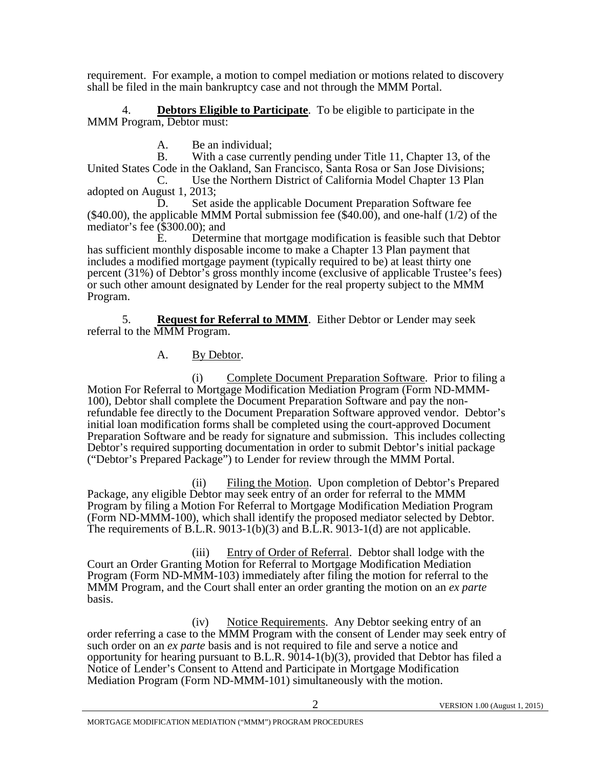requirement. For example, a motion to compel mediation or motions related to discovery shall be filed in the main bankruptcy case and not through the MMM Portal.

4. **Debtors Eligible to Participate**. To be eligible to participate in the MMM Program, Debtor must:

A. Be an individual;

B. With a case currently pending under Title 11, Chapter 13, of the United States Code in the Oakland, San Francisco, Santa Rosa or San Jose Divisions;

C. Use the Northern District of California Model Chapter 13 Plan adopted on August 1, 2013;

D. Set aside the applicable Document Preparation Software fee ($40.00), the applicable MMM Portal submission fee ($40.00), and one-half (1/2) of the mediator's fee ($300.00); and

E. Determine that mortgage modification is feasible such that Debtor has sufficient monthly disposable income to make a Chapter 13 Plan payment that includes a modified mortgage payment (typically required to be) at least thirty one percent (31%) of Debtor's gross monthly income (exclusive of applicable Trustee's fees) or such other amount designated by Lender for the real property subject to the MMM Program.

5. **Request for Referral to MMM**. Either Debtor or Lender may seek referral to the MMM Program.

A. By Debtor.

(i) Complete Document Preparation Software. Prior to filing a Motion For Referral to Mortgage Modification Mediation Program (Form ND-MMM-100), Debtor shall complete the Document Preparation Software and pay the non-refundable fee directly to the Document Preparation Software approved vendor. Debtor's initial loan modification forms shall be completed using the court-approved Document Preparation Software and be ready for signature and submission. This includes collecting Debtor's required supporting documentation in order to submit Debtor's initial package ("Debtor's Prepared Package") to Lender for review through the MMM Portal.

(ii) Filing the Motion. Upon completion of Debtor's Prepared Package, any eligible Debtor may seek entry of an order for referral to the MMM Program by filing a Motion For Referral to Mortgage Modification Mediation Program (Form ND-MMM-100), which shall identify the proposed mediator selected by Debtor. The requirements of B.L.R. 9013-1(b)(3) and B.L.R. 9013-1(d) are not applicable.

(iii) Entry of Order of Referral. Debtor shall lodge with the Court an Order Granting Motion for Referral to Mortgage Modification Mediation Program (Form ND-MMM-103) immediately after filing the motion for referral to the MMM Program, and the Court shall enter an order granting the motion on an *ex parte* basis.

(iv) Notice Requirements. Any Debtor seeking entry of an order referring a case to the MMM Program with the consent of Lender may seek entry of such order on an *ex parte* basis and is not required to file and serve a notice and opportunity for hearing pursuant to B.L.R. 9014-1(b)(3), provided that Debtor has filed a Notice of Lender's Consent to Attend and Participate in Mortgage Modification Mediation Program (Form ND-MMM-101) simultaneously with the motion.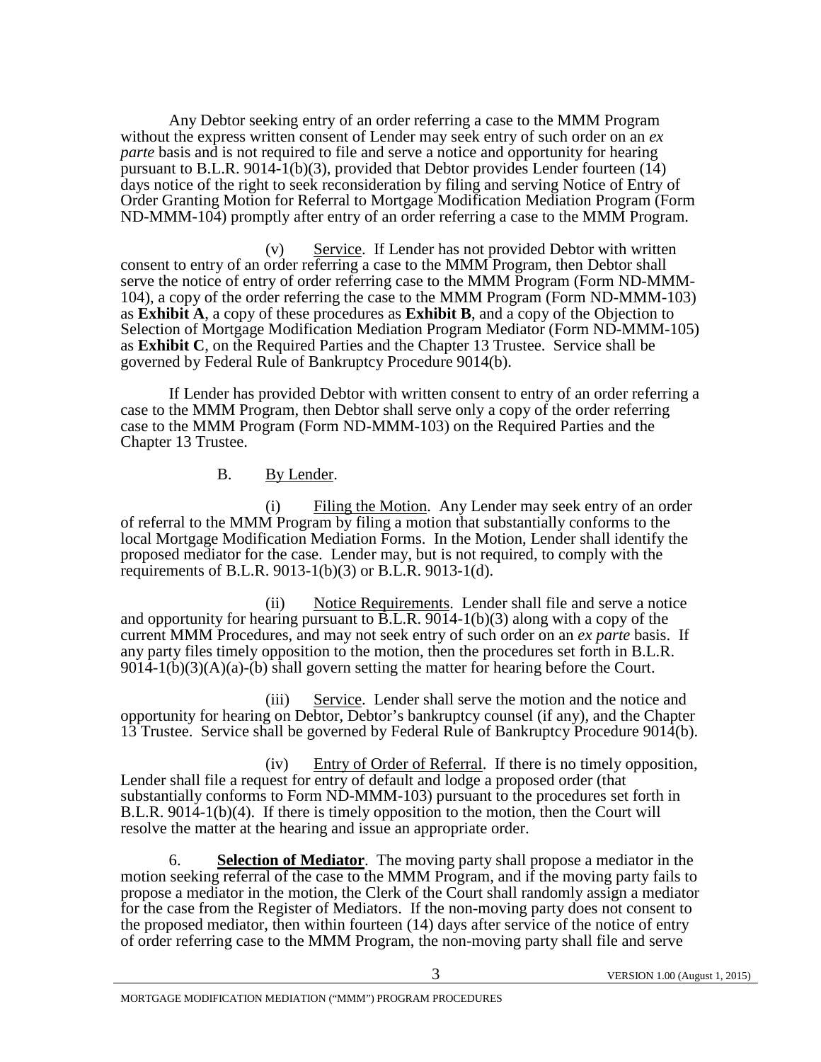Any Debtor seeking entry of an order referring a case to the MMM Program without the express written consent of Lender may seek entry of such order on an *ex parte* basis and is not required to file and serve a notice and opportunity for hearing pursuant to B.L.R. 9014-1(b)(3), provided that Debtor provides Lender fourteen (14) days notice of the right to seek reconsideration by filing and serving Notice of Entry of Order Granting Motion for Referral to Mortgage Modification Mediation Program (Form ND-MMM-104) promptly after entry of an order referring a case to the MMM Program.

(v) Service. If Lender has not provided Debtor with written consent to entry of an order referring a case to the MMM Program, then Debtor shall serve the notice of entry of order referring case to the MMM Program (Form ND-MMM-104), a copy of the order referring the case to the MMM Program (Form ND-MMM-103) as **Exhibit A**, a copy of these procedures as **Exhibit B**, and a copy of the Objection to Selection of Mortgage Modification Mediation Program Mediator (Form ND-MMM-105) as **Exhibit C**, on the Required Parties and the Chapter 13 Trustee. Service shall be governed by Federal Rule of Bankruptcy Procedure 9014(b).

If Lender has provided Debtor with written consent to entry of an order referring a case to the MMM Program, then Debtor shall serve only a copy of the order referring case to the MMM Program (Form ND-MMM-103) on the Required Parties and the Chapter 13 Trustee.

B. By Lender.

(i) Filing the Motion. Any Lender may seek entry of an order of referral to the MMM Program by filing a motion that substantially conforms to the local Mortgage Modification Mediation Forms. In the Motion, Lender shall identify the proposed mediator for the case. Lender may, but is not required, to comply with the requirements of B.L.R. 9013-1(b)(3) or B.L.R. 9013-1(d).

(ii) Notice Requirements. Lender shall file and serve a notice and opportunity for hearing pursuant to B.L.R. 9014-1(b)(3) along with a copy of the current MMM Procedures, and may not seek entry of such order on an *ex parte* basis. If any party files timely opposition to the motion, then the procedures set forth in B.L.R. 9014-1(b)(3)(A)(a)-(b) shall govern setting the matter for hearing before the Court.

(iii) Service. Lender shall serve the motion and the notice and opportunity for hearing on Debtor, Debtor's bankruptcy counsel (if any), and the Chapter 13 Trustee. Service shall be governed by Federal Rule of Bankruptcy Procedure 9014(b).

(iv) Entry of Order of Referral. If there is no timely opposition, Lender shall file a request for entry of default and lodge a proposed order (that substantially conforms to Form ND-MMM-103) pursuant to the procedures set forth in B.L.R. 9014-1(b)(4). If there is timely opposition to the motion, then the Court will resolve the matter at the hearing and issue an appropriate order.

6. **Selection of Mediator**. The moving party shall propose a mediator in the motion seeking referral of the case to the MMM Program, and if the moving party fails to propose a mediator in the motion, the Clerk of the Court shall randomly assign a mediator for the case from the Register of Mediators. If the non-moving party does not consent to the proposed mediator, then within fourteen (14) days after service of the notice of entry of order referring case to the MMM Program, the non-moving party shall file and serve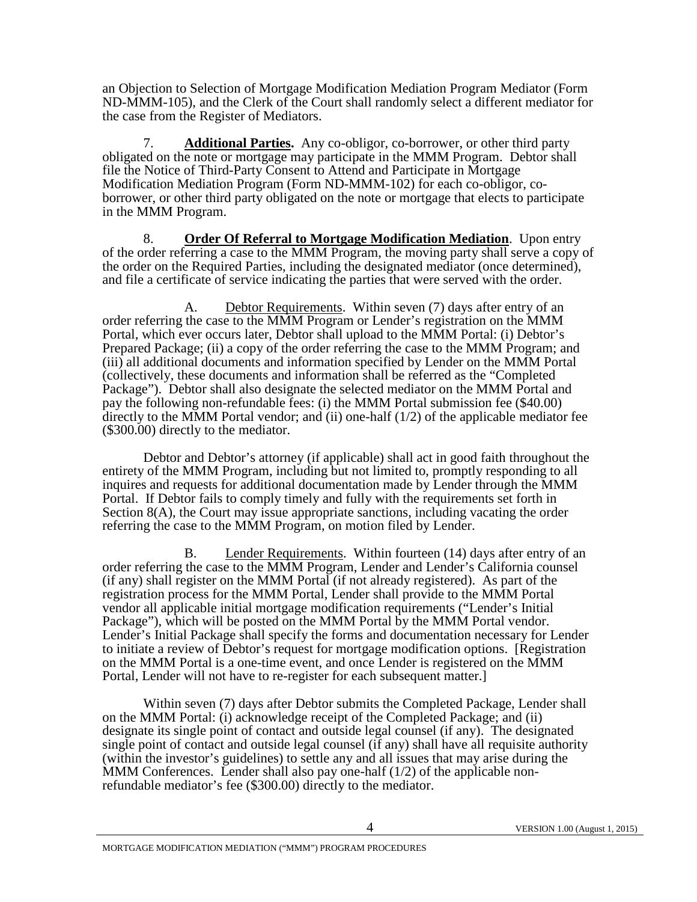an Objection to Selection of Mortgage Modification Mediation Program Mediator (Form ND-MMM-105), and the Clerk of the Court shall randomly select a different mediator for the case from the Register of Mediators.

7. **Additional Parties.** Any co-obligor, co-borrower, or other third party obligated on the note or mortgage may participate in the MMM Program. Debtor shall file the Notice of Third-Party Consent to Attend and Participate in Mortgage Modification Mediation Program (Form ND-MMM-102) for each co-obligor, co-borrower, or other third party obligated on the note or mortgage that elects to participate in the MMM Program.

8. **Order Of Referral to Mortgage Modification Mediation**. Upon entry of the order referring a case to the MMM Program, the moving party shall serve a copy of the order on the Required Parties, including the designated mediator (once determined), and file a certificate of service indicating the parties that were served with the order.

A. Debtor Requirements. Within seven (7) days after entry of an order referring the case to the MMM Program or Lender's registration on the MMM Portal, which ever occurs later, Debtor shall upload to the MMM Portal: (i) Debtor's Prepared Package; (ii) a copy of the order referring the case to the MMM Program; and (iii) all additional documents and information specified by Lender on the MMM Portal (collectively, these documents and information shall be referred as the "Completed Package"). Debtor shall also designate the selected mediator on the MMM Portal and pay the following non-refundable fees: (i) the MMM Portal submission fee ($40.00) directly to the MMM Portal vendor; and (ii) one-half (1/2) of the applicable mediator fee ($300.00) directly to the mediator.

Debtor and Debtor's attorney (if applicable) shall act in good faith throughout the entirety of the MMM Program, including but not limited to, promptly responding to all inquires and requests for additional documentation made by Lender through the MMM Portal. If Debtor fails to comply timely and fully with the requirements set forth in Section 8(A), the Court may issue appropriate sanctions, including vacating the order referring the case to the MMM Program, on motion filed by Lender.

B. Lender Requirements. Within fourteen (14) days after entry of an order referring the case to the MMM Program, Lender and Lender's California counsel (if any) shall register on the MMM Portal (if not already registered). As part of the registration process for the MMM Portal, Lender shall provide to the MMM Portal vendor all applicable initial mortgage modification requirements ("Lender's Initial Package"), which will be posted on the MMM Portal by the MMM Portal vendor. Lender's Initial Package shall specify the forms and documentation necessary for Lender to initiate a review of Debtor's request for mortgage modification options. [Registration on the MMM Portal is a one-time event, and once Lender is registered on the MMM Portal, Lender will not have to re-register for each subsequent matter.]

Within seven (7) days after Debtor submits the Completed Package, Lender shall on the MMM Portal: (i) acknowledge receipt of the Completed Package; and (ii) designate its single point of contact and outside legal counsel (if any). The designated single point of contact and outside legal counsel (if any) shall have all requisite authority (within the investor's guidelines) to settle any and all issues that may arise during the MMM Conferences. Lender shall also pay one-half (1/2) of the applicable non-refundable mediator's fee ($300.00) directly to the mediator.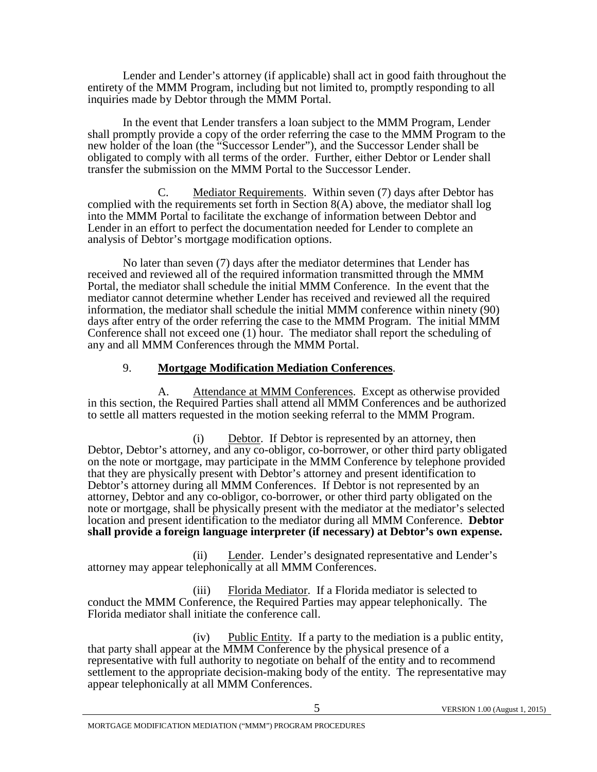Lender and Lender's attorney (if applicable) shall act in good faith throughout the entirety of the MMM Program, including but not limited to, promptly responding to all inquiries made by Debtor through the MMM Portal.

In the event that Lender transfers a loan subject to the MMM Program, Lender shall promptly provide a copy of the order referring the case to the MMM Program to the new holder of the loan (the "Successor Lender"), and the Successor Lender shall be obligated to comply with all terms of the order. Further, either Debtor or Lender shall transfer the submission on the MMM Portal to the Successor Lender.

C. <u>Mediator Requirements</u>. Within seven (7) days after Debtor has complied with the requirements set forth in Section 8(A) above, the mediator shall log into the MMM Portal to facilitate the exchange of information between Debtor and Lender in an effort to perfect the documentation needed for Lender to complete an analysis of Debtor's mortgage modification options.

No later than seven (7) days after the mediator determines that Lender has received and reviewed all of the required information transmitted through the MMM Portal, the mediator shall schedule the initial MMM Conference. In the event that the mediator cannot determine whether Lender has received and reviewed all the required information, the mediator shall schedule the initial MMM conference within ninety (90) days after entry of the order referring the case to the MMM Program. The initial MMM Conference shall not exceed one (1) hour. The mediator shall report the scheduling of any and all MMM Conferences through the MMM Portal.

## 9. Mortgage Modification Mediation Conferences.

A. <u>Attendance at MMM Conferences</u>. Except as otherwise provided in this section, the Required Parties shall attend all MMM Conferences and be authorized to settle all matters requested in the motion seeking referral to the MMM Program.

(i) <u>Debtor</u>. If Debtor is represented by an attorney, then Debtor, Debtor's attorney, and any co-obligor, co-borrower, or other third party obligated on the note or mortgage, may participate in the MMM Conference by telephone provided that they are physically present with Debtor's attorney and present identification to Debtor's attorney during all MMM Conferences. If Debtor is not represented by an attorney, Debtor and any co-obligor, co-borrower, or other third party obligated on the note or mortgage, shall be physically present with the mediator at the mediator's selected location and present identification to the mediator during all MMM Conference. **Debtor shall provide a foreign language interpreter (if necessary) at Debtor's own expense.**

(ii) <u>Lender</u>. Lender's designated representative and Lender's attorney may appear telephonically at all MMM Conferences.

(iii) <u>Florida Mediator</u>. If a Florida mediator is selected to conduct the MMM Conference, the Required Parties may appear telephonically. The Florida mediator shall initiate the conference call.

(iv) <u>Public Entity</u>. If a party to the mediation is a public entity, that party shall appear at the MMM Conference by the physical presence of a representative with full authority to negotiate on behalf of the entity and to recommend settlement to the appropriate decision-making body of the entity. The representative may appear telephonically at all MMM Conferences.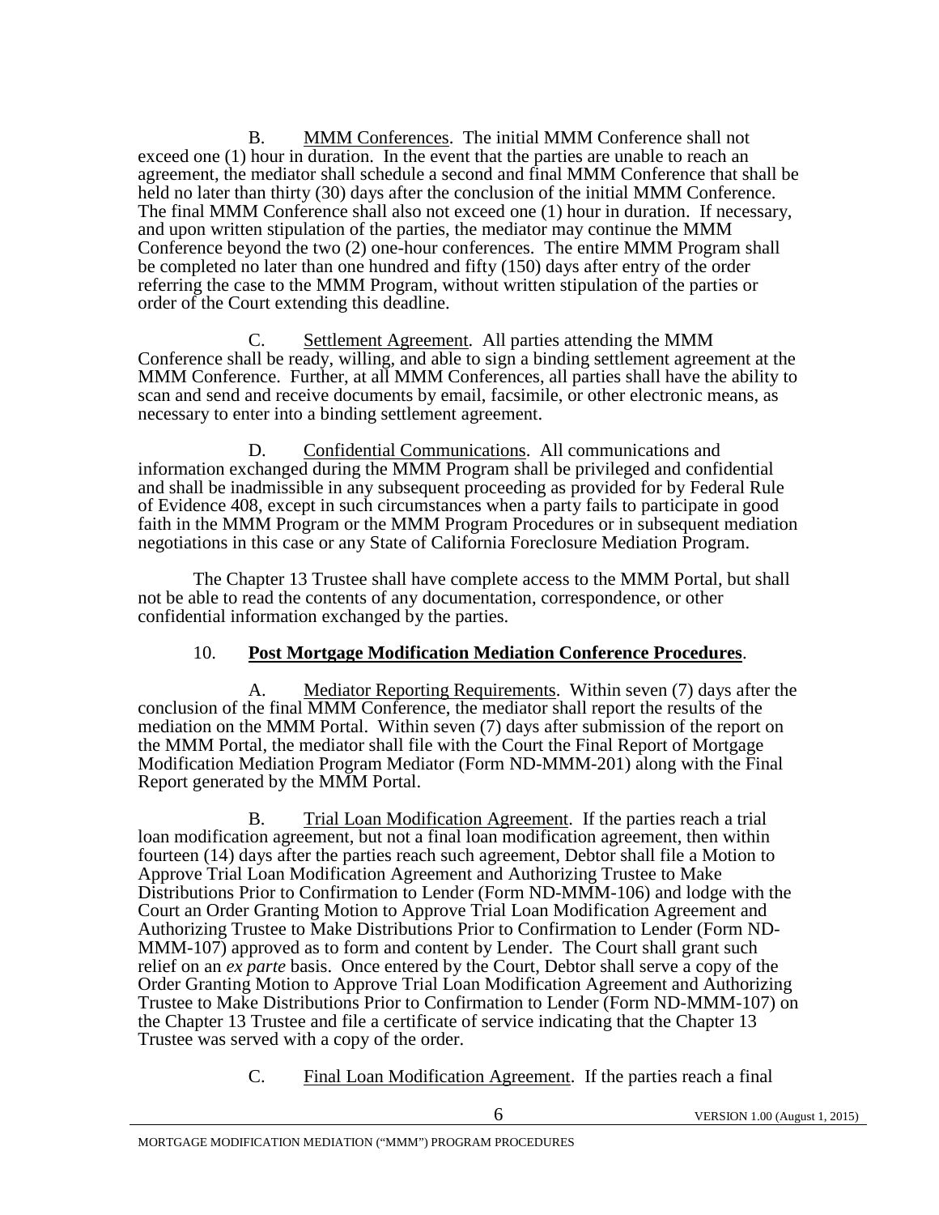B. MMM Conferences. The initial MMM Conference shall not exceed one (1) hour in duration. In the event that the parties are unable to reach an agreement, the mediator shall schedule a second and final MMM Conference that shall be held no later than thirty (30) days after the conclusion of the initial MMM Conference. The final MMM Conference shall also not exceed one (1) hour in duration. If necessary, and upon written stipulation of the parties, the mediator may continue the MMM Conference beyond the two (2) one-hour conferences. The entire MMM Program shall be completed no later than one hundred and fifty (150) days after entry of the order referring the case to the MMM Program, without written stipulation of the parties or order of the Court extending this deadline.

C. Settlement Agreement. All parties attending the MMM Conference shall be ready, willing, and able to sign a binding settlement agreement at the MMM Conference. Further, at all MMM Conferences, all parties shall have the ability to scan and send and receive documents by email, facsimile, or other electronic means, as necessary to enter into a binding settlement agreement.

D. Confidential Communications. All communications and information exchanged during the MMM Program shall be privileged and confidential and shall be inadmissible in any subsequent proceeding as provided for by Federal Rule of Evidence 408, except in such circumstances when a party fails to participate in good faith in the MMM Program or the MMM Program Procedures or in subsequent mediation negotiations in this case or any State of California Foreclosure Mediation Program.

The Chapter 13 Trustee shall have complete access to the MMM Portal, but shall not be able to read the contents of any documentation, correspondence, or other confidential information exchanged by the parties.

10. **Post Mortgage Modification Mediation Conference Procedures**.

A. Mediator Reporting Requirements. Within seven (7) days after the conclusion of the final MMM Conference, the mediator shall report the results of the mediation on the MMM Portal. Within seven (7) days after submission of the report on the MMM Portal, the mediator shall file with the Court the Final Report of Mortgage Modification Mediation Program Mediator (Form ND-MMM-201) along with the Final Report generated by the MMM Portal.

B. Trial Loan Modification Agreement. If the parties reach a trial loan modification agreement, but not a final loan modification agreement, then within fourteen (14) days after the parties reach such agreement, Debtor shall file a Motion to Approve Trial Loan Modification Agreement and Authorizing Trustee to Make Distributions Prior to Confirmation to Lender (Form ND-MMM-106) and lodge with the Court an Order Granting Motion to Approve Trial Loan Modification Agreement and Authorizing Trustee to Make Distributions Prior to Confirmation to Lender (Form ND-MMM-107) approved as to form and content by Lender. The Court shall grant such relief on an *ex parte* basis. Once entered by the Court, Debtor shall serve a copy of the Order Granting Motion to Approve Trial Loan Modification Agreement and Authorizing Trustee to Make Distributions Prior to Confirmation to Lender (Form ND-MMM-107) on the Chapter 13 Trustee and file a certificate of service indicating that the Chapter 13 Trustee was served with a copy of the order.

C. Final Loan Modification Agreement. If the parties reach a final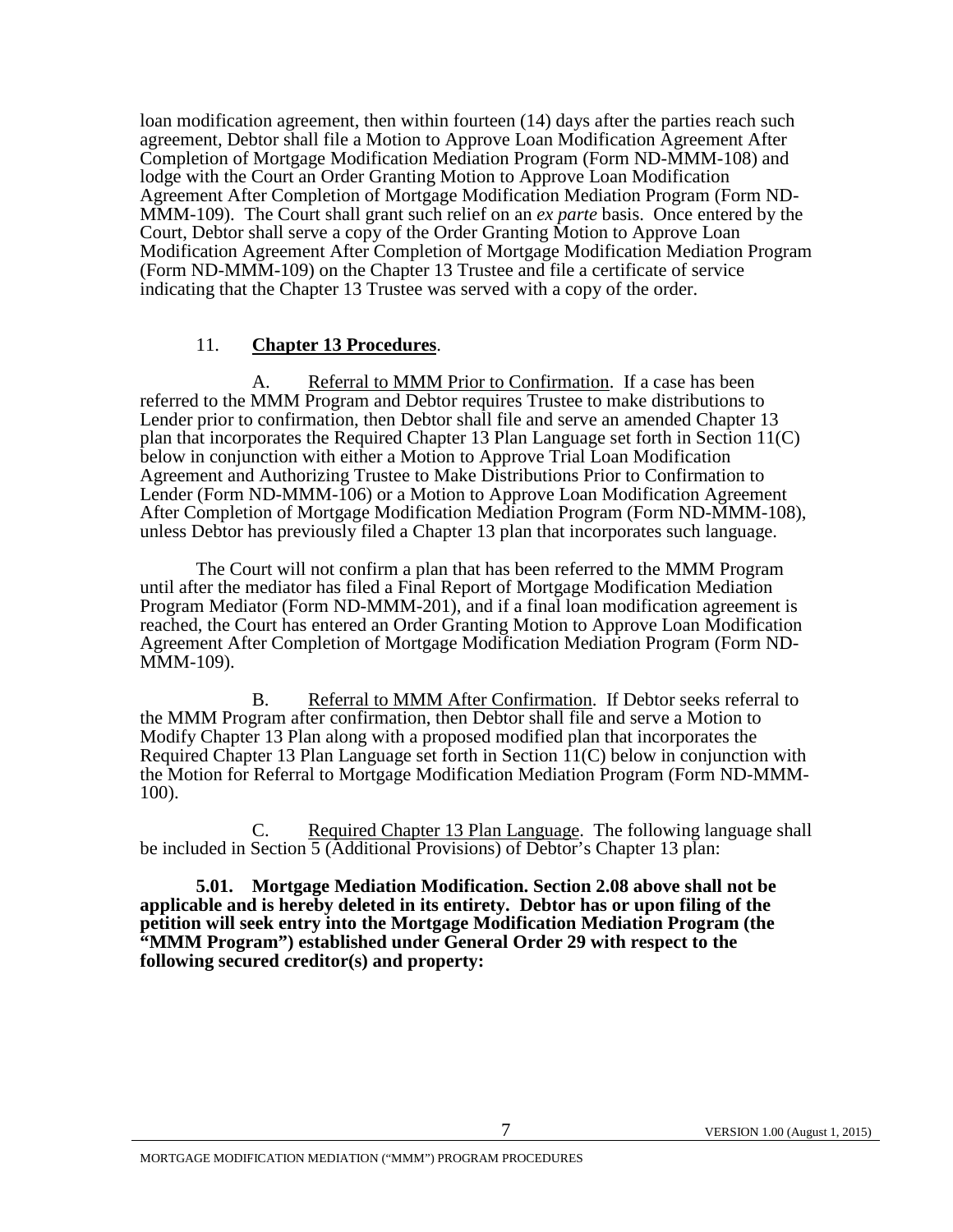loan modification agreement, then within fourteen (14) days after the parties reach such agreement, Debtor shall file a Motion to Approve Loan Modification Agreement After Completion of Mortgage Modification Mediation Program (Form ND-MMM-108) and lodge with the Court an Order Granting Motion to Approve Loan Modification Agreement After Completion of Mortgage Modification Mediation Program (Form ND-MMM-109). The Court shall grant such relief on an *ex parte* basis. Once entered by the Court, Debtor shall serve a copy of the Order Granting Motion to Approve Loan Modification Agreement After Completion of Mortgage Modification Mediation Program (Form ND-MMM-109) on the Chapter 13 Trustee and file a certificate of service indicating that the Chapter 13 Trustee was served with a copy of the order.

11. **Chapter 13 Procedures**.

A. Referral to MMM Prior to Confirmation. If a case has been referred to the MMM Program and Debtor requires Trustee to make distributions to Lender prior to confirmation, then Debtor shall file and serve an amended Chapter 13 plan that incorporates the Required Chapter 13 Plan Language set forth in Section 11(C) below in conjunction with either a Motion to Approve Trial Loan Modification Agreement and Authorizing Trustee to Make Distributions Prior to Confirmation to Lender (Form ND-MMM-106) or a Motion to Approve Loan Modification Agreement After Completion of Mortgage Modification Mediation Program (Form ND-MMM-108), unless Debtor has previously filed a Chapter 13 plan that incorporates such language.

The Court will not confirm a plan that has been referred to the MMM Program until after the mediator has filed a Final Report of Mortgage Modification Mediation Program Mediator (Form ND-MMM-201), and if a final loan modification agreement is reached, the Court has entered an Order Granting Motion to Approve Loan Modification Agreement After Completion of Mortgage Modification Mediation Program (Form ND-MMM-109).

B. Referral to MMM After Confirmation. If Debtor seeks referral to the MMM Program after confirmation, then Debtor shall file and serve a Motion to Modify Chapter 13 Plan along with a proposed modified plan that incorporates the Required Chapter 13 Plan Language set forth in Section 11(C) below in conjunction with the Motion for Referral to Mortgage Modification Mediation Program (Form ND-MMM-100).

C. Required Chapter 13 Plan Language. The following language shall be included in Section 5 (Additional Provisions) of Debtor's Chapter 13 plan:

**5.01. Mortgage Mediation Modification. Section 2.08 above shall not be applicable and is hereby deleted in its entirety. Debtor has or upon filing of the petition will seek entry into the Mortgage Modification Mediation Program (the "MMM Program") established under General Order 29 with respect to the following secured creditor(s) and property:**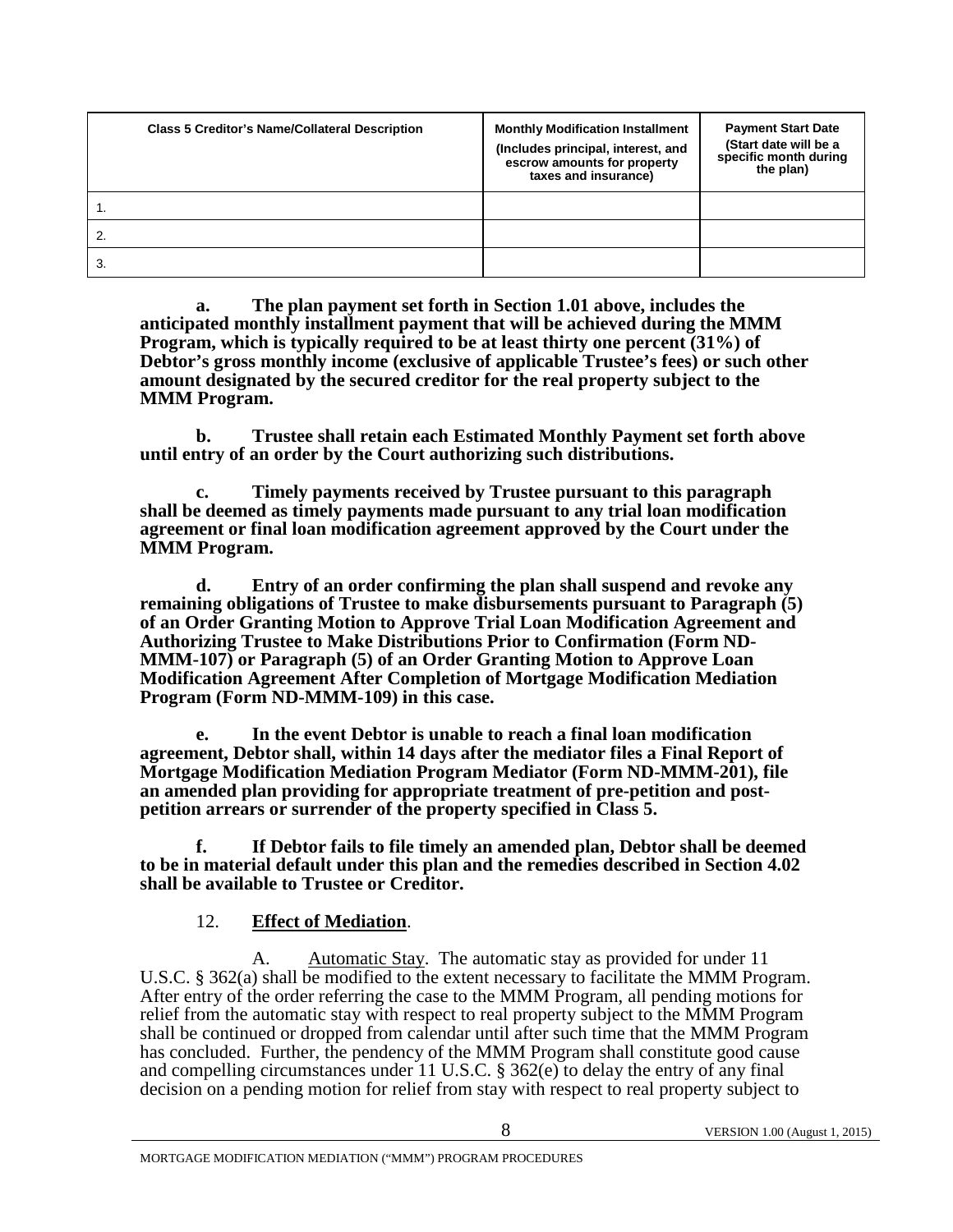| Class 5 Creditor's Name/Collateral Description | Monthly Modification Installment (Includes principal, interest, and escrow amounts for property taxes and insurance) | Payment Start Date (Start date will be a specific month during the plan) |
|---|---|---|
| 1. | | |
| 2. | | |
| 3. | | |

**a. The plan payment set forth in Section 1.01 above, includes the anticipated monthly installment payment that will be achieved during the MMM Program, which is typically required to be at least thirty one percent (31%) of Debtor's gross monthly income (exclusive of applicable Trustee's fees) or such other amount designated by the secured creditor for the real property subject to the MMM Program.**

**b. Trustee shall retain each Estimated Monthly Payment set forth above until entry of an order by the Court authorizing such distributions.**

**c. Timely payments received by Trustee pursuant to this paragraph shall be deemed as timely payments made pursuant to any trial loan modification agreement or final loan modification agreement approved by the Court under the MMM Program.**

**d. Entry of an order confirming the plan shall suspend and revoke any remaining obligations of Trustee to make disbursements pursuant to Paragraph (5) of an Order Granting Motion to Approve Trial Loan Modification Agreement and Authorizing Trustee to Make Distributions Prior to Confirmation (Form ND-MMM-107) or Paragraph (5) of an Order Granting Motion to Approve Loan Modification Agreement After Completion of Mortgage Modification Mediation Program (Form ND-MMM-109) in this case.**

**e. In the event Debtor is unable to reach a final loan modification agreement, Debtor shall, within 14 days after the mediator files a Final Report of Mortgage Modification Mediation Program Mediator (Form ND-MMM-201), file an amended plan providing for appropriate treatment of pre-petition and post-petition arrears or surrender of the property specified in Class 5.**

**f. If Debtor fails to file timely an amended plan, Debtor shall be deemed to be in material default under this plan and the remedies described in Section 4.02 shall be available to Trustee or Creditor.**

12. **Effect of Mediation**.

A. Automatic Stay. The automatic stay as provided for under 11 U.S.C. § 362(a) shall be modified to the extent necessary to facilitate the MMM Program. After entry of the order referring the case to the MMM Program, all pending motions for relief from the automatic stay with respect to real property subject to the MMM Program shall be continued or dropped from calendar until after such time that the MMM Program has concluded. Further, the pendency of the MMM Program shall constitute good cause and compelling circumstances under 11 U.S.C. § 362(e) to delay the entry of any final decision on a pending motion for relief from stay with respect to real property subject to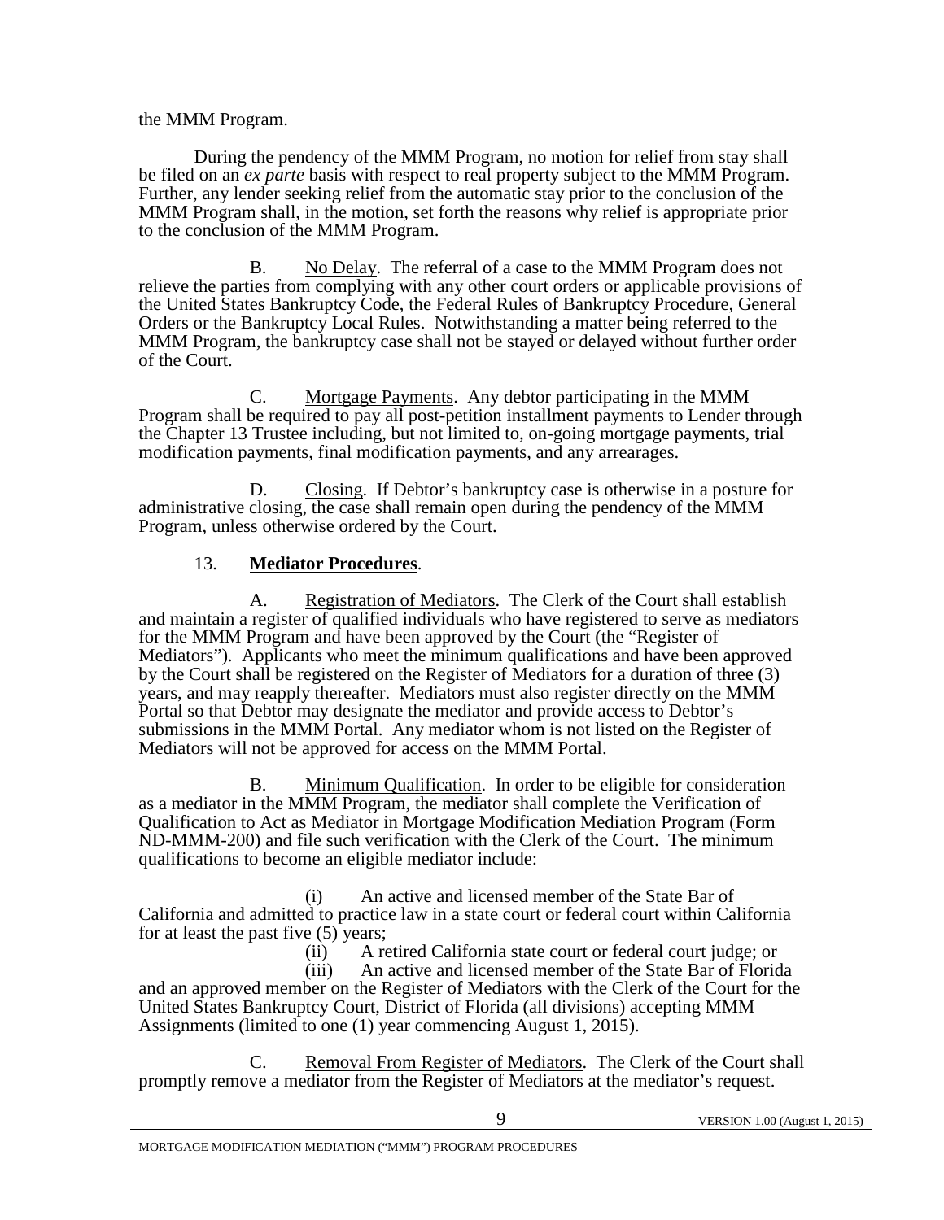the MMM Program.

During the pendency of the MMM Program, no motion for relief from stay shall be filed on an *ex parte* basis with respect to real property subject to the MMM Program. Further, any lender seeking relief from the automatic stay prior to the conclusion of the MMM Program shall, in the motion, set forth the reasons why relief is appropriate prior to the conclusion of the MMM Program.

B. No Delay. The referral of a case to the MMM Program does not relieve the parties from complying with any other court orders or applicable provisions of the United States Bankruptcy Code, the Federal Rules of Bankruptcy Procedure, General Orders or the Bankruptcy Local Rules. Notwithstanding a matter being referred to the MMM Program, the bankruptcy case shall not be stayed or delayed without further order of the Court.

C. Mortgage Payments. Any debtor participating in the MMM Program shall be required to pay all post-petition installment payments to Lender through the Chapter 13 Trustee including, but not limited to, on-going mortgage payments, trial modification payments, final modification payments, and any arrearages.

D. Closing. If Debtor's bankruptcy case is otherwise in a posture for administrative closing, the case shall remain open during the pendency of the MMM Program, unless otherwise ordered by the Court.

13. **Mediator Procedures**.

A. Registration of Mediators. The Clerk of the Court shall establish and maintain a register of qualified individuals who have registered to serve as mediators for the MMM Program and have been approved by the Court (the "Register of Mediators"). Applicants who meet the minimum qualifications and have been approved by the Court shall be registered on the Register of Mediators for a duration of three (3) years, and may reapply thereafter. Mediators must also register directly on the MMM Portal so that Debtor may designate the mediator and provide access to Debtor's submissions in the MMM Portal. Any mediator whom is not listed on the Register of Mediators will not be approved for access on the MMM Portal.

B. Minimum Qualification. In order to be eligible for consideration as a mediator in the MMM Program, the mediator shall complete the Verification of Qualification to Act as Mediator in Mortgage Modification Mediation Program (Form ND-MMM-200) and file such verification with the Clerk of the Court. The minimum qualifications to become an eligible mediator include:

(i) An active and licensed member of the State Bar of California and admitted to practice law in a state court or federal court within California for at least the past five (5) years;

(ii) A retired California state court or federal court judge; or

(iii) An active and licensed member of the State Bar of Florida and an approved member on the Register of Mediators with the Clerk of the Court for the United States Bankruptcy Court, District of Florida (all divisions) accepting MMM Assignments (limited to one (1) year commencing August 1, 2015).

C. Removal From Register of Mediators. The Clerk of the Court shall promptly remove a mediator from the Register of Mediators at the mediator's request.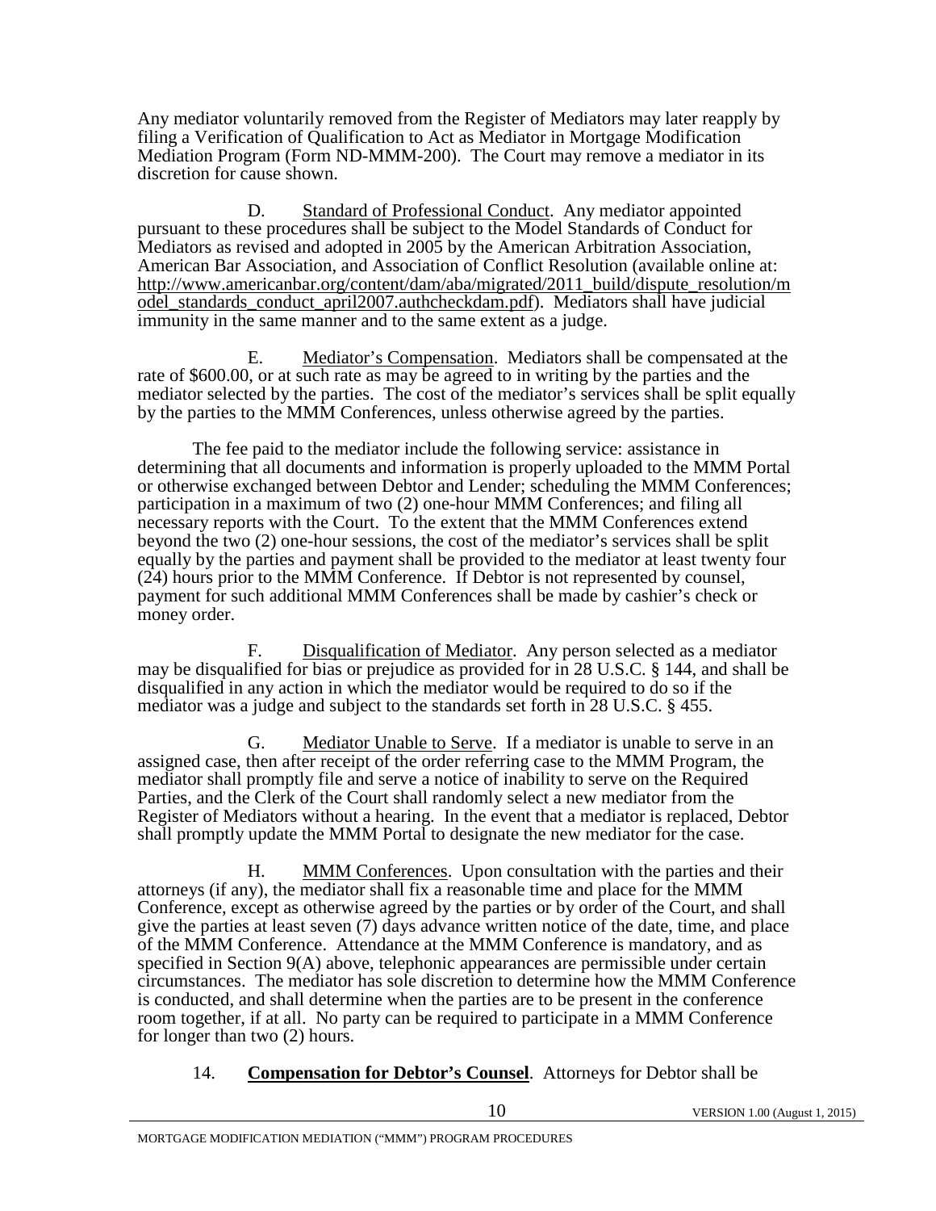Any mediator voluntarily removed from the Register of Mediators may later reapply by filing a Verification of Qualification to Act as Mediator in Mortgage Modification Mediation Program (Form ND-MMM-200). The Court may remove a mediator in its discretion for cause shown.

D. Standard of Professional Conduct. Any mediator appointed pursuant to these procedures shall be subject to the Model Standards of Conduct for Mediators as revised and adopted in 2005 by the American Arbitration Association, American Bar Association, and Association of Conflict Resolution (available online at: http://www.americanbar.org/content/dam/aba/migrated/2011_build/dispute_resolution/model_standards_conduct_april2007.authcheckdam.pdf). Mediators shall have judicial immunity in the same manner and to the same extent as a judge.

E. Mediator's Compensation. Mediators shall be compensated at the rate of $600.00, or at such rate as may be agreed to in writing by the parties and the mediator selected by the parties. The cost of the mediator's services shall be split equally by the parties to the MMM Conferences, unless otherwise agreed by the parties.

The fee paid to the mediator include the following service: assistance in determining that all documents and information is properly uploaded to the MMM Portal or otherwise exchanged between Debtor and Lender; scheduling the MMM Conferences; participation in a maximum of two (2) one-hour MMM Conferences; and filing all necessary reports with the Court. To the extent that the MMM Conferences extend beyond the two (2) one-hour sessions, the cost of the mediator's services shall be split equally by the parties and payment shall be provided to the mediator at least twenty four (24) hours prior to the MMM Conference. If Debtor is not represented by counsel, payment for such additional MMM Conferences shall be made by cashier's check or money order.

F. Disqualification of Mediator. Any person selected as a mediator may be disqualified for bias or prejudice as provided for in 28 U.S.C. § 144, and shall be disqualified in any action in which the mediator would be required to do so if the mediator was a judge and subject to the standards set forth in 28 U.S.C. § 455.

G. Mediator Unable to Serve. If a mediator is unable to serve in an assigned case, then after receipt of the order referring case to the MMM Program, the mediator shall promptly file and serve a notice of inability to serve on the Required Parties, and the Clerk of the Court shall randomly select a new mediator from the Register of Mediators without a hearing. In the event that a mediator is replaced, Debtor shall promptly update the MMM Portal to designate the new mediator for the case.

H. MMM Conferences. Upon consultation with the parties and their attorneys (if any), the mediator shall fix a reasonable time and place for the MMM Conference, except as otherwise agreed by the parties or by order of the Court, and shall give the parties at least seven (7) days advance written notice of the date, time, and place of the MMM Conference. Attendance at the MMM Conference is mandatory, and as specified in Section 9(A) above, telephonic appearances are permissible under certain circumstances. The mediator has sole discretion to determine how the MMM Conference is conducted, and shall determine when the parties are to be present in the conference room together, if at all. No party can be required to participate in a MMM Conference for longer than two (2) hours.

14. **Compensation for Debtor's Counsel**. Attorneys for Debtor shall be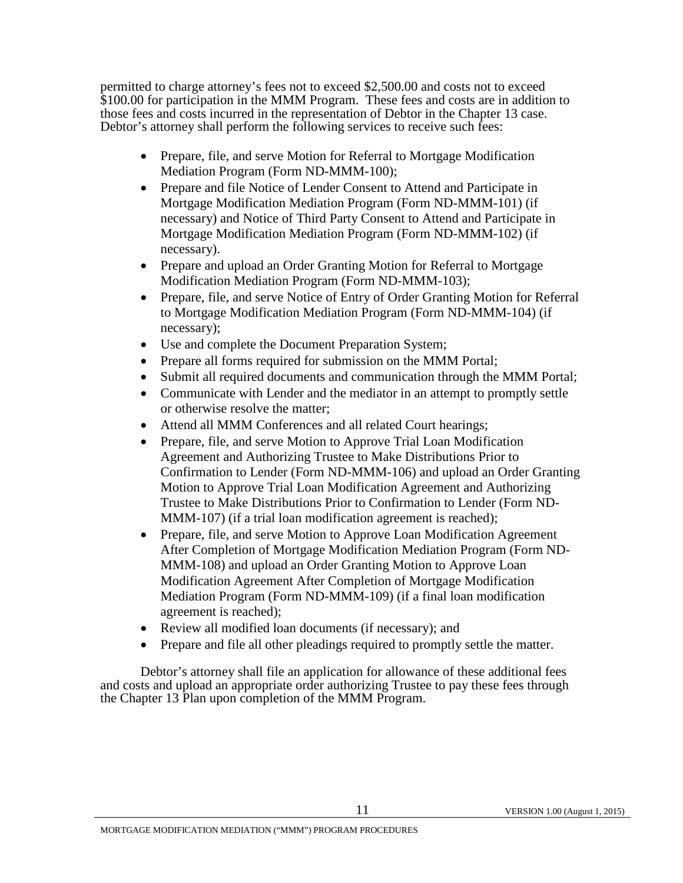permitted to charge attorney's fees not to exceed $2,500.00 and costs not to exceed $100.00 for participation in the MMM Program. These fees and costs are in addition to those fees and costs incurred in the representation of Debtor in the Chapter 13 case. Debtor's attorney shall perform the following services to receive such fees:

- Prepare, file, and serve Motion for Referral to Mortgage Modification Mediation Program (Form ND-MMM-100);
- Prepare and file Notice of Lender Consent to Attend and Participate in Mortgage Modification Mediation Program (Form ND-MMM-101) (if necessary) and Notice of Third Party Consent to Attend and Participate in Mortgage Modification Mediation Program (Form ND-MMM-102) (if necessary).
- Prepare and upload an Order Granting Motion for Referral to Mortgage Modification Mediation Program (Form ND-MMM-103);
- Prepare, file, and serve Notice of Entry of Order Granting Motion for Referral to Mortgage Modification Mediation Program (Form ND-MMM-104) (if necessary);
- Use and complete the Document Preparation System;
- Prepare all forms required for submission on the MMM Portal;
- Submit all required documents and communication through the MMM Portal;
- Communicate with Lender and the mediator in an attempt to promptly settle or otherwise resolve the matter;
- Attend all MMM Conferences and all related Court hearings;
- Prepare, file, and serve Motion to Approve Trial Loan Modification Agreement and Authorizing Trustee to Make Distributions Prior to Confirmation to Lender (Form ND-MMM-106) and upload an Order Granting Motion to Approve Trial Loan Modification Agreement and Authorizing Trustee to Make Distributions Prior to Confirmation to Lender (Form ND-MMM-107) (if a trial loan modification agreement is reached);
- Prepare, file, and serve Motion to Approve Loan Modification Agreement After Completion of Mortgage Modification Mediation Program (Form ND-MMM-108) and upload an Order Granting Motion to Approve Loan Modification Agreement After Completion of Mortgage Modification Mediation Program (Form ND-MMM-109) (if a final loan modification agreement is reached);
- Review all modified loan documents (if necessary); and
- Prepare and file all other pleadings required to promptly settle the matter.

Debtor's attorney shall file an application for allowance of these additional fees and costs and upload an appropriate order authorizing Trustee to pay these fees through the Chapter 13 Plan upon completion of the MMM Program.